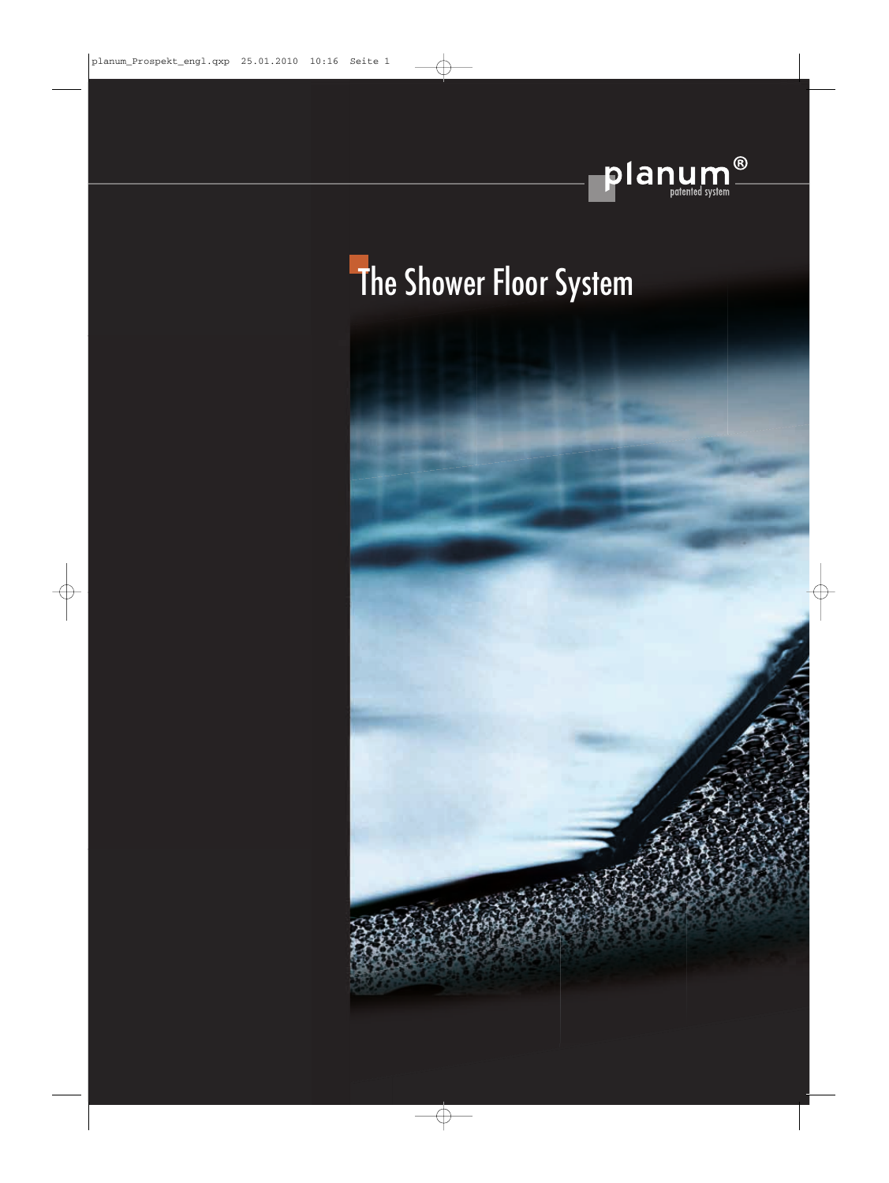planum®
patented system

# The Shower Floor System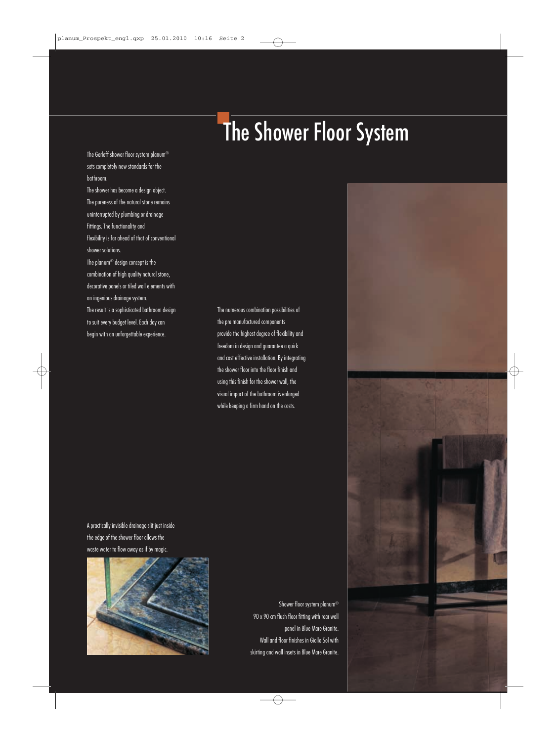# The Shower Floor System

The Gerloff shower floor system planum® sets completely new standards for the bathroom.

The shower has become a design object. The pureness of the natural stone remains uninterrupted by plumbing or drainage fittings. The functionality and flexibility is far ahead of that of conventional shower solutions.

The planum® design concept is the combination of high quality natural stone, decorative panels or tiled wall elements with an ingenious drainage system.

The result is a sophisticated bathroom design to suit every budget level. Each day can begin with an unforgettable experience.

The numerous combination possibilities of the pre manufactured components provide the highest degree of flexibility and freedom in design and guarantee a quick and cost effective installation. By integrating the shower floor into the floor finish and using this finish for the shower wall, the visual impact of the bathroom is enlarged while keeping a firm hand on the costs.

A practically invisible drainage slit just inside the edge of the shower floor allows the waste water to flow away as if by magic.

Shower floor system planum® 90 x 90 cm flush floor fitting with rear wall panel in Blue Mare Granite. Wall and floor finishes in Giallo Sol with skirting and wall insets in Blue Mare Granite.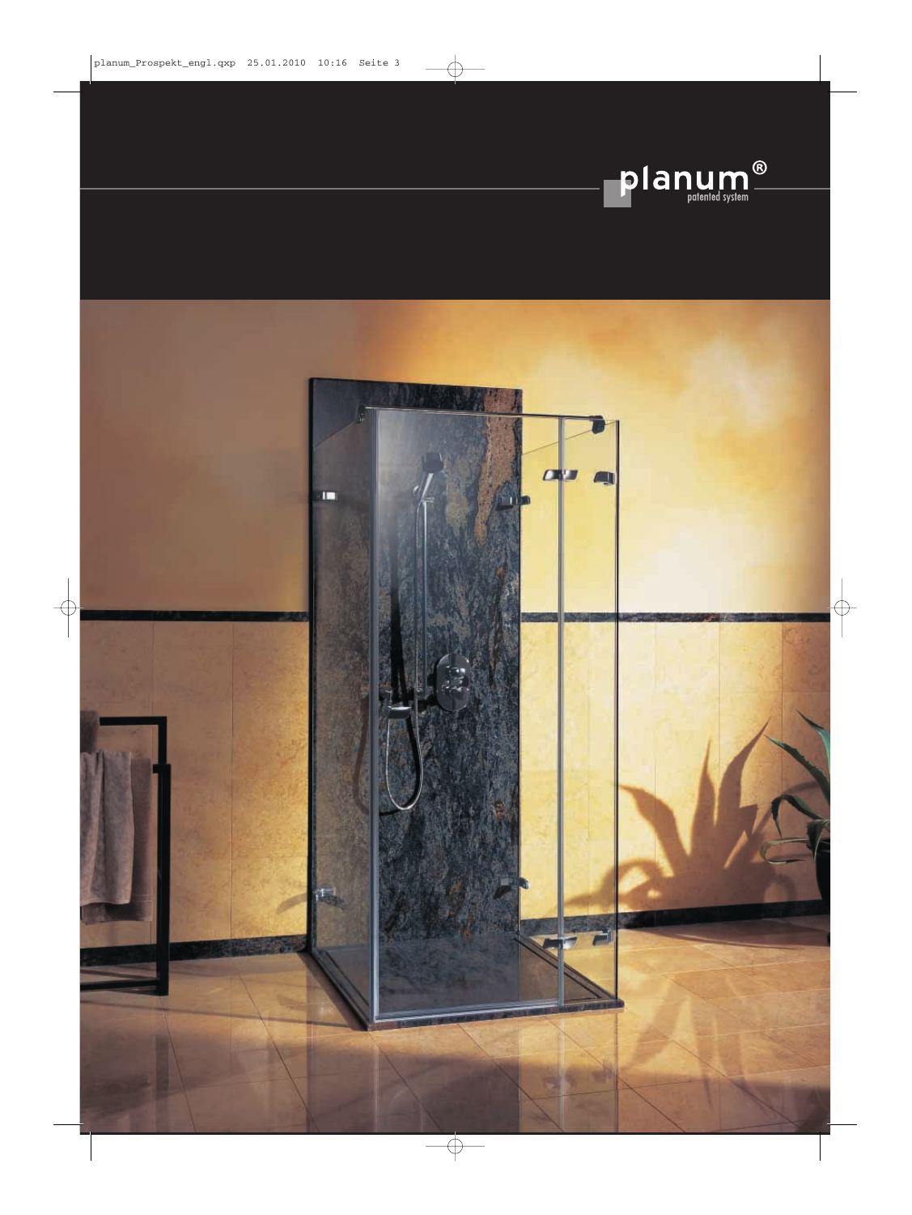planum®

patented system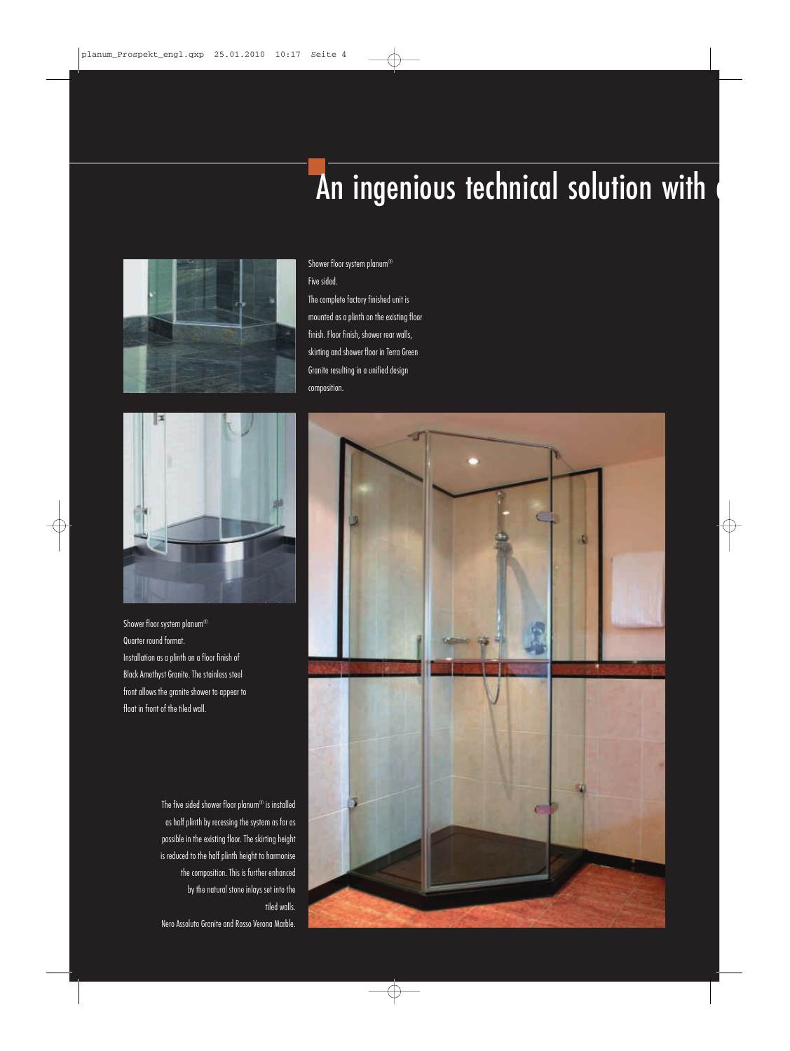# An ingenious technical solution with

Shower floor system planum®
Five sided.
The complete factory finished unit is mounted as a plinth on the existing floor finish. Floor finish, shower rear walls, skirting and shower floor in Terra Green Granite resulting in a unified design composition.

Shower floor system planum®
Quarter round format.
Installation as a plinth on a floor finish of Black Amethyst Granite. The stainless steel front allows the granite shower to appear to float in front of the tiled wall.

The five sided shower floor planum® is installed as half plinth by recessing the system as far as possible in the existing floor. The skirting height is reduced to the half plinth height to harmonise the composition. This is further enhanced by the natural stone inlays set into the tiled walls.
Nero Assoluto Granite and Rosso Verona Marble.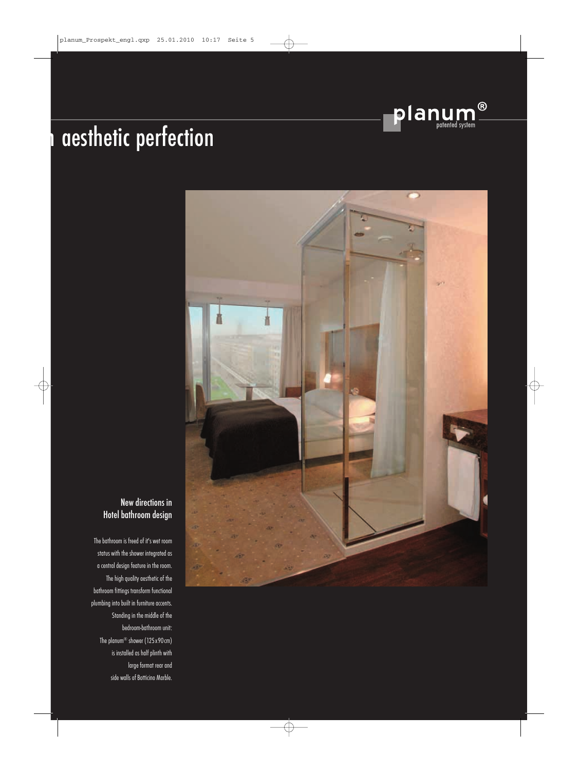# aesthetic perfection

planum®
patented system

## New directions in Hotel bathroom design

The bathroom is freed of it's wet room status with the shower integrated as a central design feature in the room. The high quality aesthetic of the bathroom fittings transform functional plumbing into built in furniture accents. Standing in the middle of the bedroom-bathroom unit: The planum® shower (125 x 90 cm) is installed as half plinth with large format rear and side walls of Botticino Marble.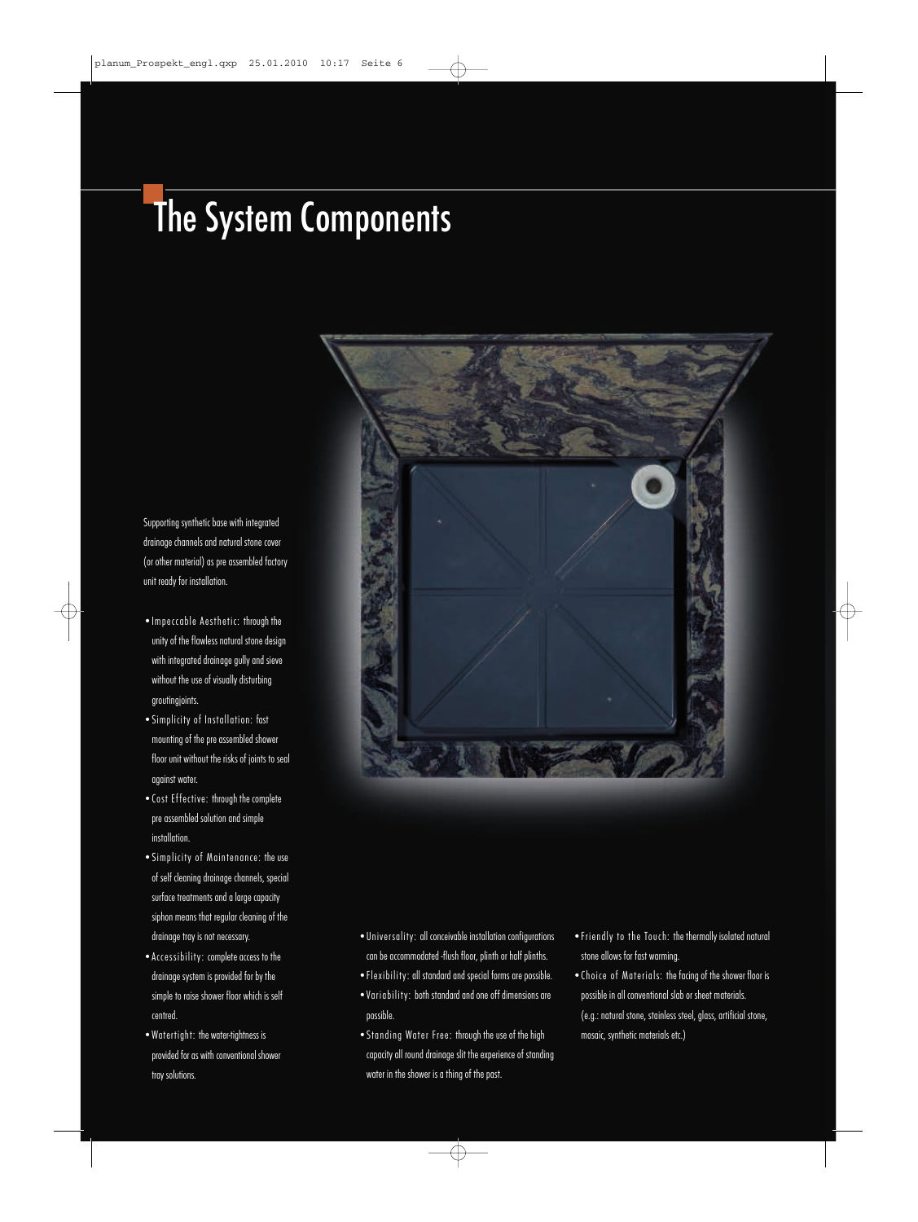# The System Components

Supporting synthetic base with integrated drainage channels and natural stone cover (or other material) as pre assembled factory unit ready for installation.

- Impeccable Aesthetic: through the unity of the flawless natural stone design with integrated drainage gully and sieve without the use of visually disturbing groutingjoints.
- Simplicity of Installation: fast mounting of the pre assembled shower floor unit without the risks of joints to seal against water.
- Cost Effective: through the complete pre assembled solution and simple installation.
- Simplicity of Maintenance: the use of self cleaning drainage channels, special surface treatments and a large capacity siphon means that regular cleaning of the drainage tray is not necessary.
- Accessibility: complete access to the drainage system is provided for by the simple to raise shower floor which is self centred.
- Watertight: the water-tightness is provided for as with conventional shower tray solutions.
- Universality: all conceivable installation configurations can be accommodated -flush floor, plinth or half plinths.
- Flexibility: all standard and special forms are possible.
- Variability: both standard and one off dimensions are possible.
- Standing Water Free: through the use of the high capacity all round drainage slit the experience of standing water in the shower is a thing of the past.
- Friendly to the Touch: the thermally isolated natural stone allows for fast warming.
- Choice of Materials: the facing of the shower floor is possible in all conventional slab or sheet materials. (e.g.: natural stone, stainless steel, glass, artificial stone, mosaic, synthetic materials etc.)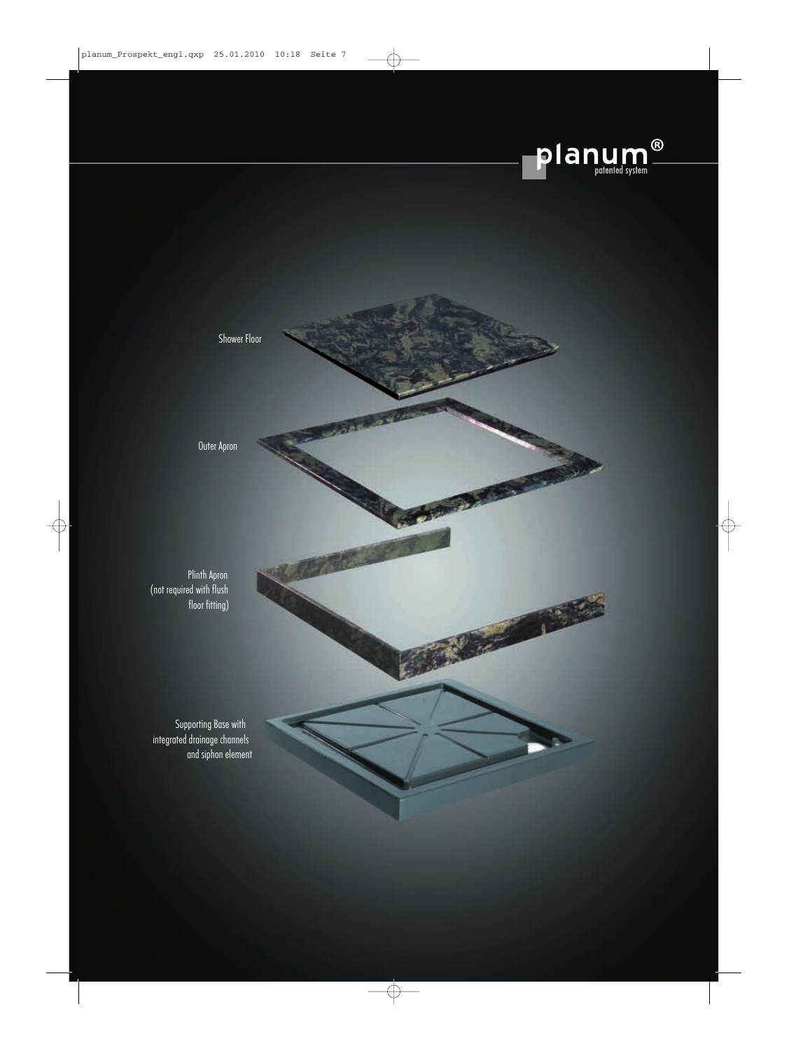planum®
patented system

Shower Floor

Outer Apron

Plinth Apron
(not required with flush
floor fitting)

Supporting Base with
integrated drainage channels
and siphon element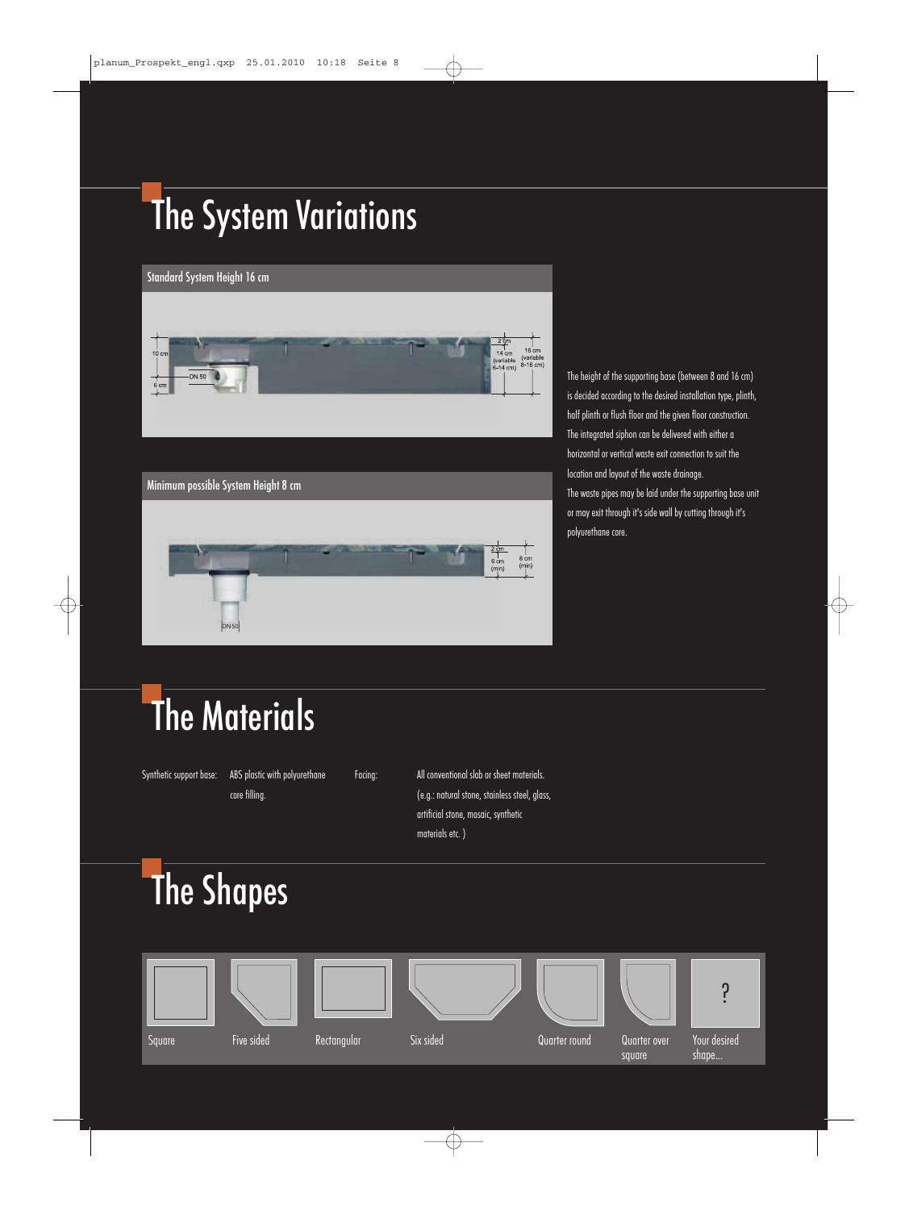# The System Variations

## Standard System Height 16 cm

10 cm
DN 50
6 cm
2 cm
14 cm (variable 6–14 cm)
16 cm (variable 8–16 cm)

## Minimum possible System Height 8 cm

2 cm
6 cm (min)
8 cm (min)
DN 50

The height of the supporting base (between 8 and 16 cm) is decided according to the desired installation type, plinth, half plinth or flush floor and the given floor construction. The integrated siphon can be delivered with either a horizontal or vertical waste exit connection to suit the location and layout of the waste drainage.
The waste pipes may be laid under the supporting base unit or may exit through it's side wall by cutting through it's polyurethane core.

# The Materials

Synthetic support base: ABS plastic with polyurethane core filling.

Facing: All conventional slab or sheet materials. (e.g.: natural stone, stainless steel, glass, artificial stone, mosaic, synthetic materials etc. )

# The Shapes

Square

Five sided

Rectangular

Six sided

Quarter round

Quarter over square

?

Your desired shape...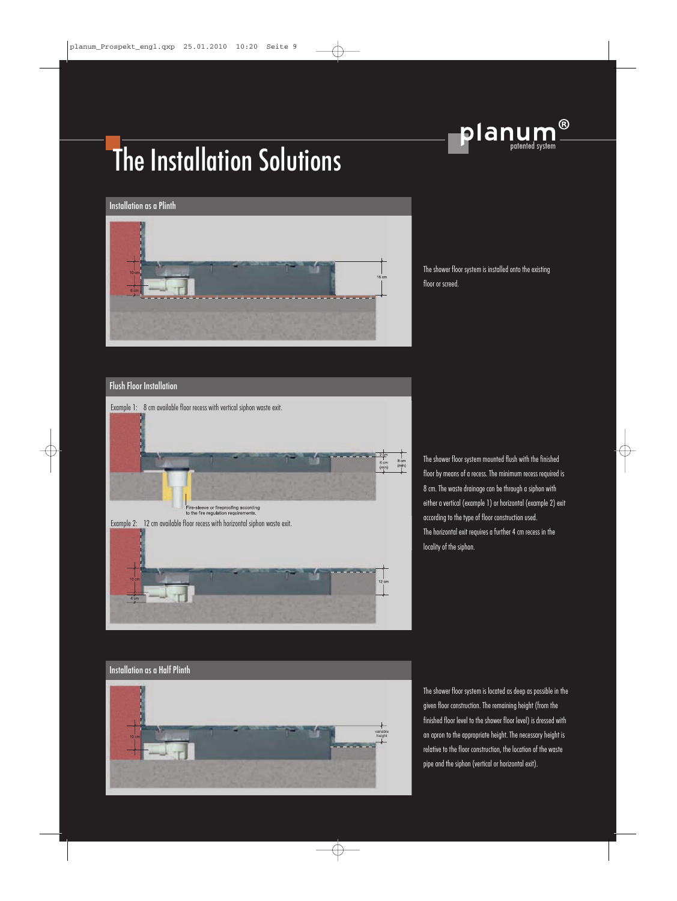# The Installation Solutions

planum®
patented system

## Installation as a Plinth

10 cm
6 cm
16 cm

The shower floor system is installed onto the existing floor or screed.

## Flush Floor Installation

Example 1: 8 cm available floor recess with vertical siphon waste exit.

2 cm
6 cm (min)
8 cm (min)

Fire-sleeve or fireproofing according to the fire regulation requirements.

Example 2: 12 cm available floor recess with horizontal siphon waste exit.

10 cm
4 cm
12 cm

The shower floor system mounted flush with the finished floor by means of a recess. The minimum recess required is 8 cm. The waste drainage can be through a siphon with either a vertical (example 1) or horizontal (example 2) exit according to the type of floor construction used.
The horizontal exit requires a further 4 cm recess in the locality of the siphon.

## Installation as a Half Plinth

10 cm
variable height

The shower floor system is located as deep as possible in the given floor construction. The remaining height (from the finished floor level to the shower floor level) is dressed with an apron to the appropriate height. The necessary height is relative to the floor construction, the location of the waste pipe and the siphon (vertical or horizontal exit).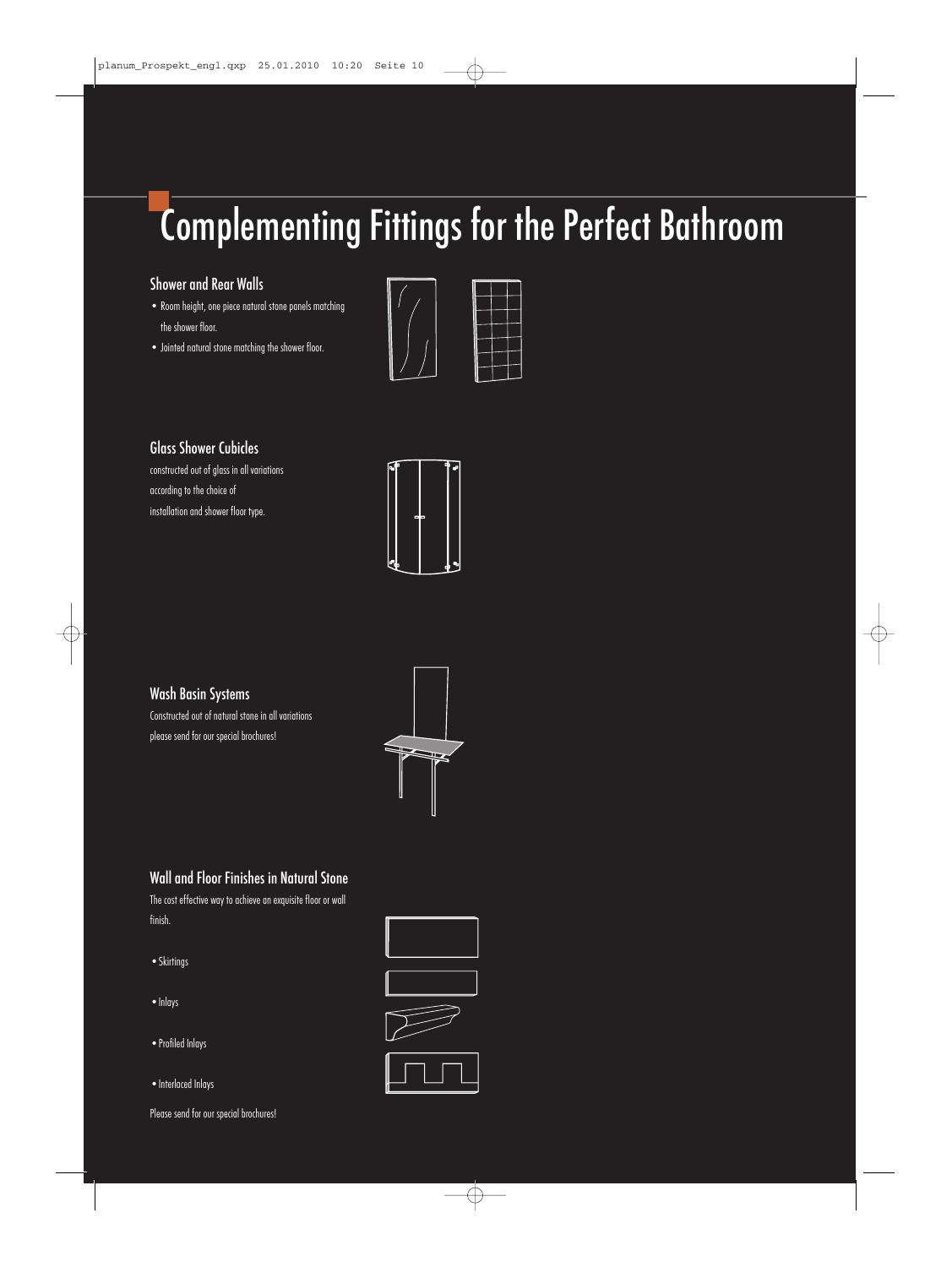# Complementing Fittings for the Perfect Bathroom

## Shower and Rear Walls

- Room height, one piece natural stone panels matching the shower floor.
- Jointed natural stone matching the shower floor.

## Glass Shower Cubicles

constructed out of glass in all variations according to the choice of installation and shower floor type.

## Wash Basin Systems

Constructed out of natural stone in all variations please send for our special brochures!

## Wall and Floor Finishes in Natural Stone

The cost effective way to achieve an exquisite floor or wall finish.

- Skirtings
- Inlays
- Profiled Inlays
- Interlaced Inlays

Please send for our special brochures!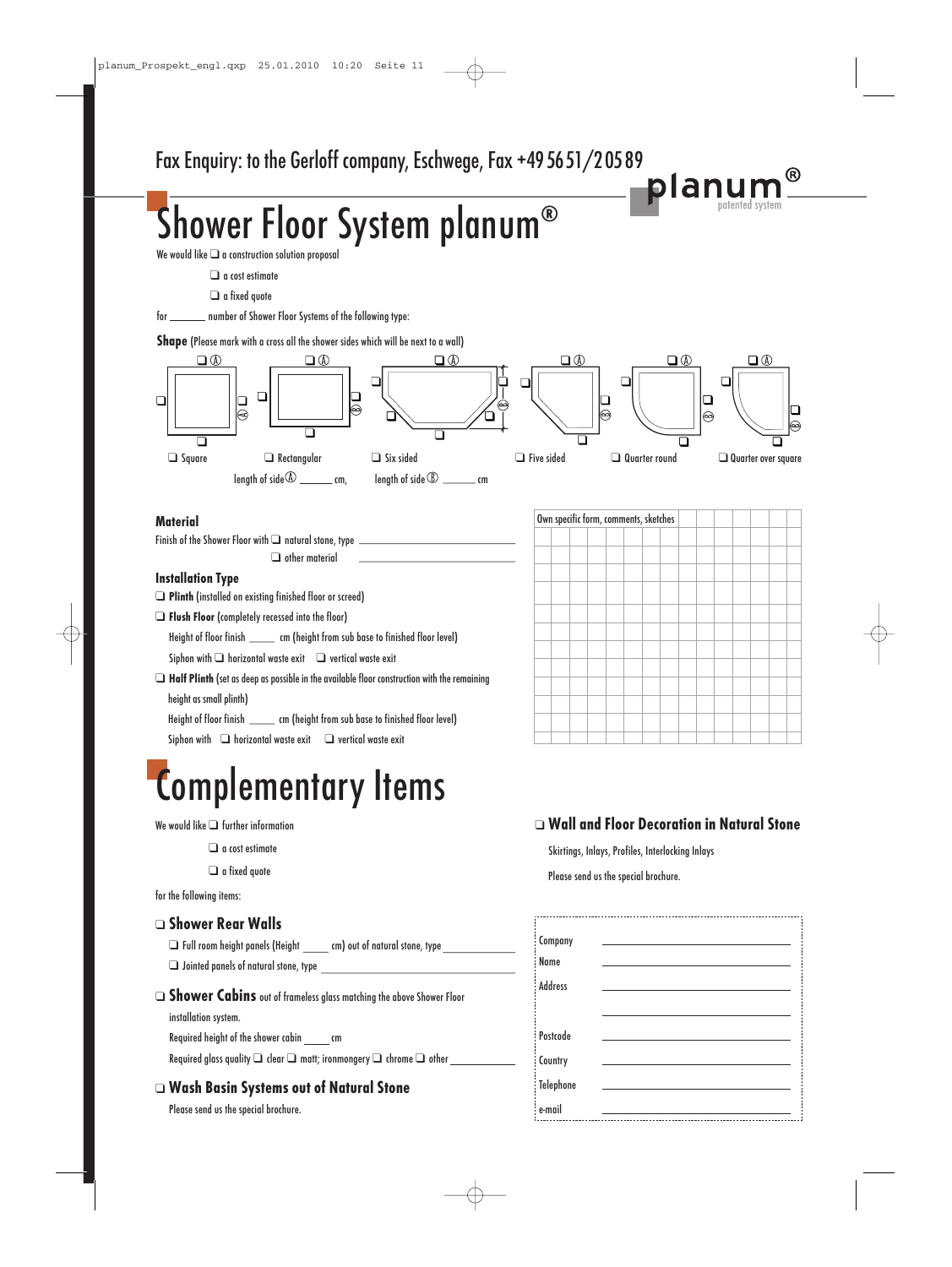Fax Enquiry: to the Gerloff company, Eschwege, Fax +49 5651/20589

planum®
patented system

# Shower Floor System planum®

We would like ❑ a construction solution proposal

❑ a cost estimate

❑ a fixed quote

for _______ number of Shower Floor Systems of the following type:

**Shape** (Please mark with a cross all the shower sides which will be next to a wall)

❑ Square ❑ Rectangular ❑ Six sided ❑ Five sided ❑ Quarter round ❑ Quarter over square

length of side Ⓐ _______ cm, length of side Ⓑ _______ cm

### Material

Finish of the Shower Floor with ❑ natural stone, type ____________

❑ other material ____________

### Installation Type

❑ **Plinth** (installed on existing finished floor or screed)

❑ **Flush Floor** (completely recessed into the floor)

Height of floor finish _____ cm (height from sub base to finished floor level)

Siphon with ❑ horizontal waste exit ❑ vertical waste exit

❑ **Half Plinth** (set as deep as possible in the available floor construction with the remaining height as small plinth)

Height of floor finish _____ cm (height from sub base to finished floor level)

Siphon with ❑ horizontal waste exit ❑ vertical waste exit

Own specific form, comments, sketches

# Complementary Items

We would like ❑ further information

❑ a cost estimate

❑ a fixed quote

for the following items:

### ❑ Shower Rear Walls

❑ Full room height panels (Height _____ cm) out of natural stone, type ____________

❑ Jointed panels of natural stone, type ____________

### ❑ Shower Cabins out of frameless glass matching the above Shower Floor installation system.

Required height of the shower cabin _____ cm

Required glass quality ❑ clear ❑ matt; ironmongery ❑ chrome ❑ other ____________

### ❑ Wash Basin Systems out of Natural Stone

Please send us the special brochure.

### ❑ Wall and Floor Decoration in Natural Stone

Skirtings, Inlays, Profiles, Interlocking Inlays

Please send us the special brochure.

Company ____________

Name ____________

Address ____________

____________

Postcode ____________

Country ____________

Telephone ____________

e-mail ____________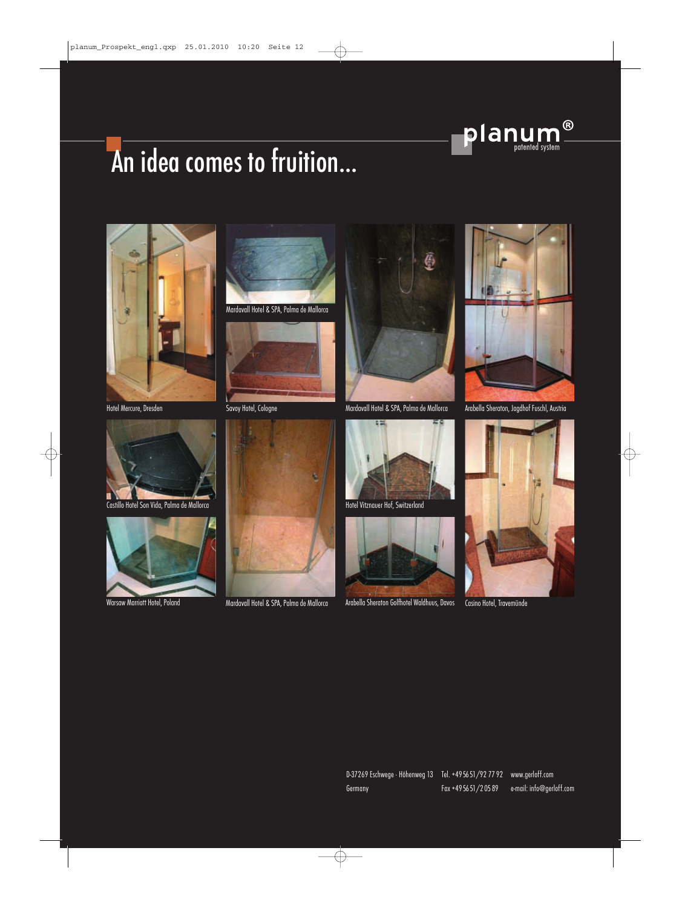# An idea comes to fruition...

planum®
patented system

Hotel Mercure, Dresden

Mardavall Hotel & SPA, Palma de Mallorca

Savoy Hotel, Cologne

Mardavall Hotel & SPA, Palma de Mallorca

Arabella Sheraton, Jagdhof Fuschl, Austria

Castillo Hotel Son Vida, Palma de Mallorca

Warsaw Marriott Hotel, Poland

Mardavall Hotel & SPA, Palma de Mallorca

Hotel Vitznauer Hof, Switzerland

Arabella Sheraton Golfhotel Waldhuus, Davos

Casino Hotel, Travemünde

D-37269 Eschwege · Höhenweg 13
Germany

Tel. +49 56 51/92 77 92
Fax +49 56 51/2 05 89

www.gerloff.com
e-mail: info@gerloff.com